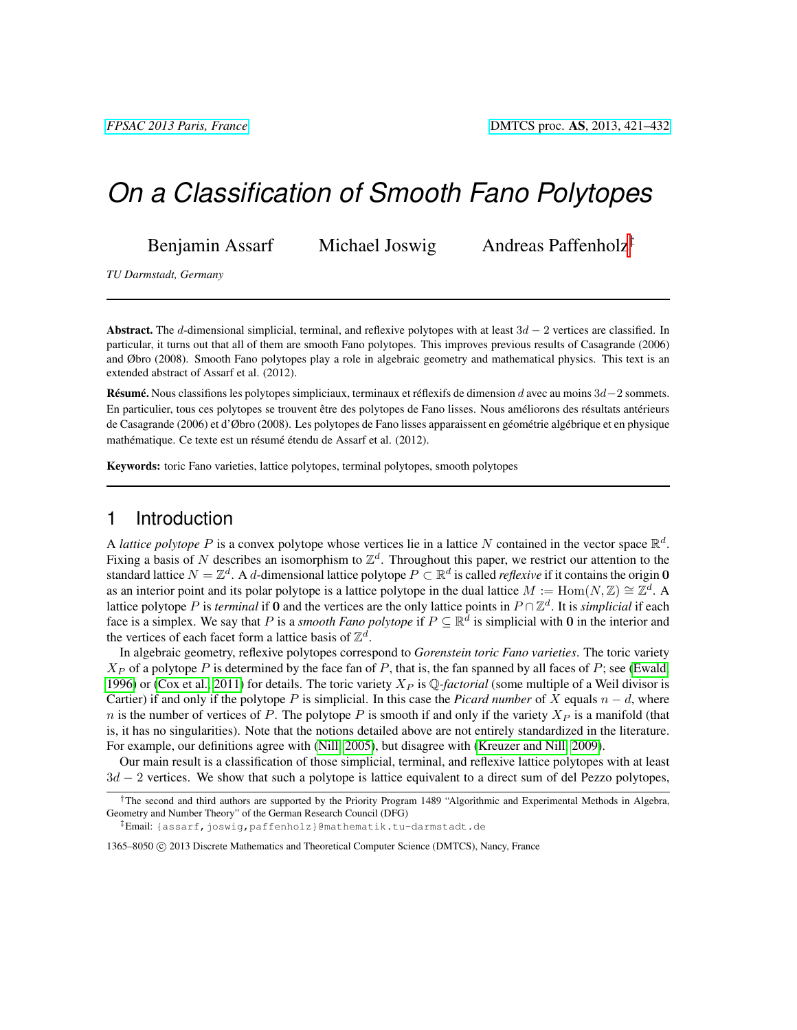# On a Classification of Smooth Fano Polytopes

Benjamin Assarf Michael Joswig Andreas Paffenholz[†‡]

*TU Darmstadt, Germany*

---

**Abstract.** The $d$-dimensional simplicial, terminal, and reflexive polytopes with at least $3d - 2$ vertices are classified. In particular, it turns out that all of them are smooth Fano polytopes. This improves previous results of Casagrande (2006) and Øbro (2008). Smooth Fano polytopes play a role in algebraic geometry and mathematical physics. This text is an extended abstract of Assarf et al. (2012).

**Résumé.** Nous classifions les polytopes simpliciaux, terminaux et réflexifs de dimension $d$ avec au moins $3d-2$ sommets. En particulier, tous ces polytopes se trouvent être des polytopes de Fano lisses. Nous améliorons des résultats antérieurs de Casagrande (2006) et d'Øbro (2008). Les polytopes de Fano lisses apparaissent en géométrie algébrique et en physique mathématique. Ce texte est un résumé étendu de Assarf et al. (2012).

**Keywords:** toric Fano varieties, lattice polytopes, terminal polytopes, smooth polytopes

---

## 1 Introduction

A *lattice polytope* $P$ is a convex polytope whose vertices lie in a lattice $N$ contained in the vector space $\mathbb{R}^d$. Fixing a basis of $N$ describes an isomorphism to $\mathbb{Z}^d$. Throughout this paper, we restrict our attention to the standard lattice $N = \mathbb{Z}^d$. A $d$-dimensional lattice polytope $P \subset \mathbb{R}^d$ is called *reflexive* if it contains the origin $\mathbf{0}$ as an interior point and its polar polytope is a lattice polytope in the dual lattice $M := \mathrm{Hom}(N, \mathbb{Z}) \cong \mathbb{Z}^d$. A lattice polytope $P$ is *terminal* if $\mathbf{0}$ and the vertices are the only lattice points in $P \cap \mathbb{Z}^d$. It is *simplicial* if each face is a simplex. We say that $P$ is a *smooth Fano polytope* if $P \subseteq \mathbb{R}^d$ is simplicial with $\mathbf{0}$ in the interior and the vertices of each facet form a lattice basis of $\mathbb{Z}^d$.

In algebraic geometry, reflexive polytopes correspond to *Gorenstein toric Fano varieties*. The toric variety $X_P$ of a polytope $P$ is determined by the face fan of $P$, that is, the fan spanned by all faces of $P$; see (Ewald 1996) or (Cox et al. 2011) for details. The toric variety $X_P$ is $\mathbb{Q}$*-factorial* (some multiple of a Weil divisor is Cartier) if and only if the polytope $P$ is simplicial. In this case the *Picard number* of $X$ equals $n - d$, where $n$ is the number of vertices of $P$. The polytope $P$ is smooth if and only if the variety $X_P$ is a manifold (that is, it has no singularities). Note that the notions detailed above are not entirely standardized in the literature. For example, our definitions agree with (Nill 2005), but disagree with (Kreuzer and Nill 2009).

Our main result is a classification of those simplicial, terminal, and reflexive lattice polytopes with at least $3d - 2$ vertices. We show that such a polytope is lattice equivalent to a direct sum of del Pezzo polytopes,

---

[†] The second and third authors are supported by the Priority Program 1489 "Algorithmic and Experimental Methods in Algebra, Geometry and Number Theory" of the German Research Council (DFG)

[‡] Email: {assarf,joswig,paffenholz}@mathematik.tu-darmstadt.de

1365–8050 © 2013 Discrete Mathematics and Theoretical Computer Science (DMTCS), Nancy, France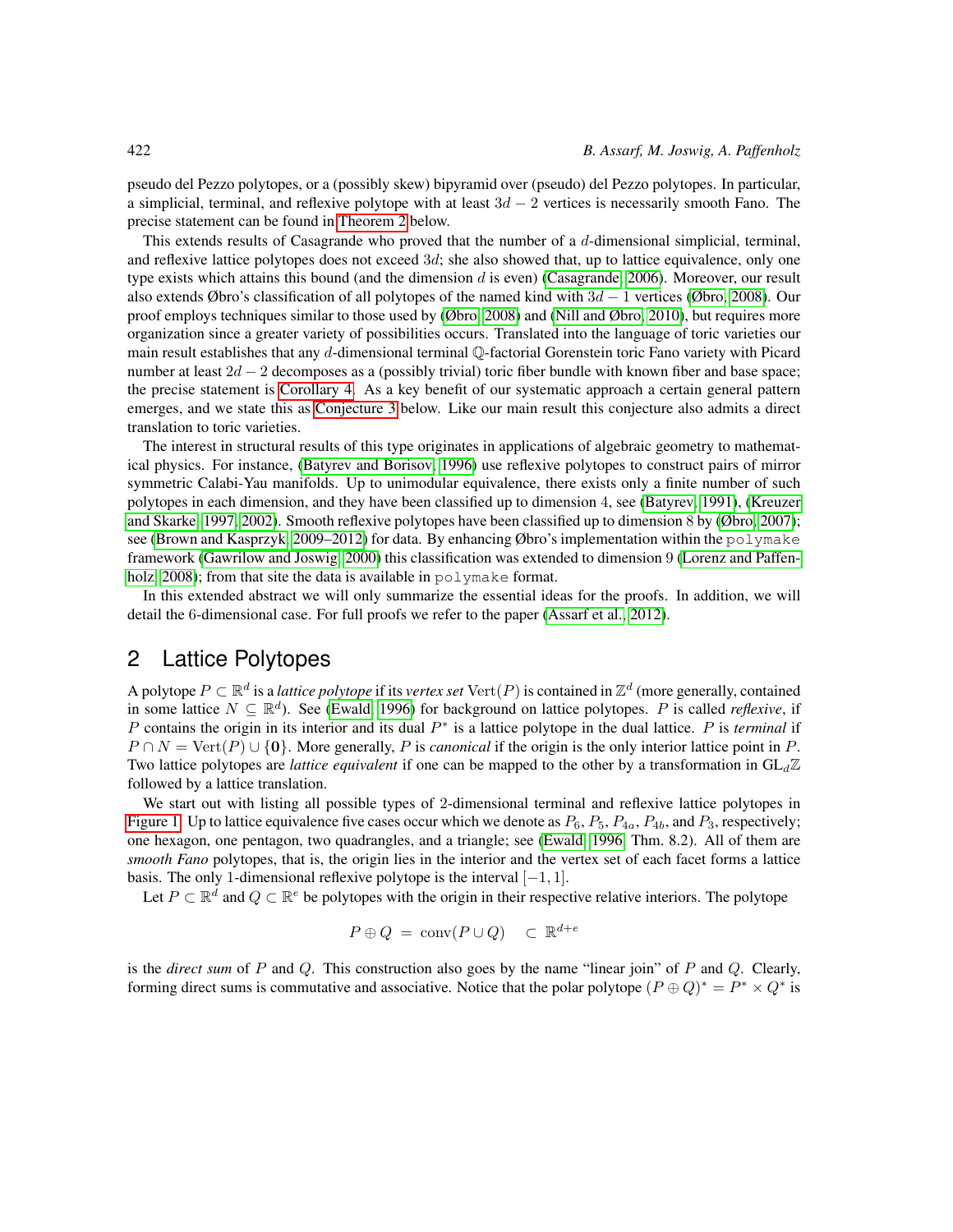pseudo del Pezzo polytopes, or a (possibly skew) bipyramid over (pseudo) del Pezzo polytopes. In particular, a simplicial, terminal, and reflexive polytope with at least $3d - 2$ vertices is necessarily smooth Fano. The precise statement can be found in Theorem 2 below.

This extends results of Casagrande who proved that the number of a $d$-dimensional simplicial, terminal, and reflexive lattice polytopes does not exceed $3d$; she also showed that, up to lattice equivalence, only one type exists which attains this bound (and the dimension $d$ is even) (Casagrande, 2006). Moreover, our result also extends Øbro's classification of all polytopes of the named kind with $3d - 1$ vertices (Øbro, 2008). Our proof employs techniques similar to those used by (Øbro, 2008) and (Nill and Øbro, 2010), but requires more organization since a greater variety of possibilities occurs. Translated into the language of toric varieties our main result establishes that any $d$-dimensional terminal $\mathbb{Q}$-factorial Gorenstein toric Fano variety with Picard number at least $2d - 2$ decomposes as a (possibly trivial) toric fiber bundle with known fiber and base space; the precise statement is Corollary 4. As a key benefit of our systematic approach a certain general pattern emerges, and we state this as Conjecture 3 below. Like our main result this conjecture also admits a direct translation to toric varieties.

The interest in structural results of this type originates in applications of algebraic geometry to mathematical physics. For instance, (Batyrev and Borisov, 1996) use reflexive polytopes to construct pairs of mirror symmetric Calabi-Yau manifolds. Up to unimodular equivalence, there exists only a finite number of such polytopes in each dimension, and they have been classified up to dimension 4, see (Batyrev, 1991), (Kreuzer and Skarke, 1997, 2002). Smooth reflexive polytopes have been classified up to dimension 8 by (Øbro, 2007); see (Brown and Kasprzyk, 2009–2012) for data. By enhancing Øbro's implementation within the `polymake` framework (Gawrilow and Joswig, 2000) this classification was extended to dimension 9 (Lorenz and Paffenholz, 2008); from that site the data is available in `polymake` format.

In this extended abstract we will only summarize the essential ideas for the proofs. In addition, we will detail the 6-dimensional case. For full proofs we refer to the paper (Assarf et al., 2012).

## 2 Lattice Polytopes

A polytope $P \subset \mathbb{R}^d$ is a *lattice polytope* if its *vertex set* $\operatorname{Vert}(P)$ is contained in $\mathbb{Z}^d$ (more generally, contained in some lattice $N \subseteq \mathbb{R}^d$). See (Ewald, 1996) for background on lattice polytopes. $P$ is called *reflexive*, if $P$ contains the origin in its interior and its dual $P^*$ is a lattice polytope in the dual lattice. $P$ is *terminal* if $P \cap N = \operatorname{Vert}(P) \cup \{\mathbf{0}\}$. More generally, $P$ is *canonical* if the origin is the only interior lattice point in $P$. Two lattice polytopes are *lattice equivalent* if one can be mapped to the other by a transformation in $\mathrm{GL}_d\mathbb{Z}$ followed by a lattice translation.

We start out with listing all possible types of 2-dimensional terminal and reflexive lattice polytopes in Figure 1. Up to lattice equivalence five cases occur which we denote as $P_6$, $P_5$, $P_{4a}$, $P_{4b}$, and $P_3$, respectively; one hexagon, one pentagon, two quadrangles, and a triangle; see (Ewald, 1996, Thm. 8.2). All of them are *smooth Fano* polytopes, that is, the origin lies in the interior and the vertex set of each facet forms a lattice basis. The only 1-dimensional reflexive polytope is the interval $[-1, 1]$.

Let $P \subset \mathbb{R}^d$ and $Q \subset \mathbb{R}^e$ be polytopes with the origin in their respective relative interiors. The polytope

$$P \oplus Q = \operatorname{conv}(P \cup Q) \quad \subset \mathbb{R}^{d+e}$$

is the *direct sum* of $P$ and $Q$. This construction also goes by the name "linear join" of $P$ and $Q$. Clearly, forming direct sums is commutative and associative. Notice that the polar polytope $(P \oplus Q)^* = P^* \times Q^*$ is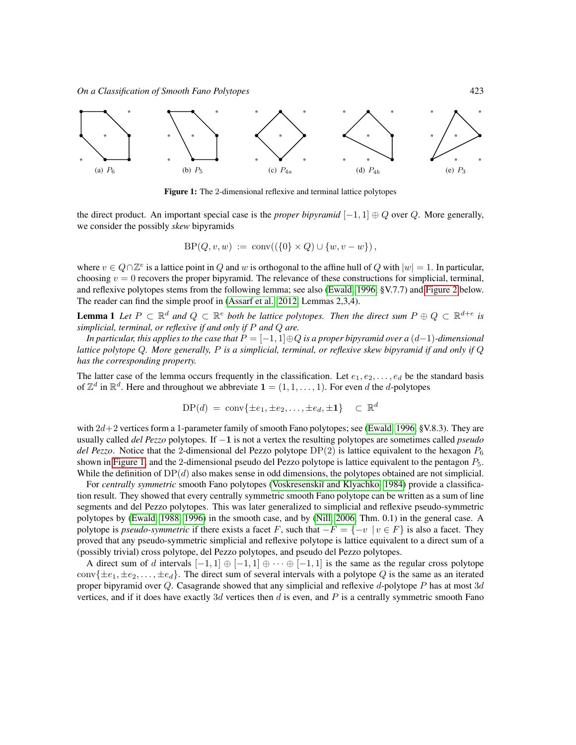(a) $P_6$ (b) $P_5$ (c) $P_{4a}$ (d) $P_{4b}$ (e) $P_3$

**Figure 1:** The 2-dimensional reflexive and terminal lattice polytopes

the direct product. An important special case is the *proper bipyramid* $[-1,1] \oplus Q$ over $Q$. More generally, we consider the possibly *skew* bipyramids

$$\mathrm{BP}(Q, v, w) \ := \ \mathrm{conv}((\{0\} \times Q) \cup \{w, v - w\}) \, ,$$

where $v \in Q \cap \mathbb{Z}^e$ is a lattice point in $Q$ and $w$ is orthogonal to the affine hull of $Q$ with $|w| = 1$. In particular, choosing $v = 0$ recovers the proper bipyramid. The relevance of these constructions for simplicial, terminal, and reflexive polytopes stems from the following lemma; see also (Ewald, 1996, §V.7.7) and Figure 2 below. The reader can find the simple proof in (Assarf et al., 2012, Lemmas 2,3,4).

**Lemma 1** *Let $P \subset \mathbb{R}^d$ and $Q \subset \mathbb{R}^e$ both be lattice polytopes. Then the direct sum $P \oplus Q \subset \mathbb{R}^{d+e}$ is simplicial, terminal, or reflexive if and only if $P$ and $Q$ are.*

*In particular, this applies to the case that $P = [-1,1] \oplus Q$ is a proper bipyramid over a $(d-1)$-dimensional lattice polytope $Q$. More generally, $P$ is a simplicial, terminal, or reflexive skew bipyramid if and only if $Q$ has the corresponding property.*

The latter case of the lemma occurs frequently in the classification. Let $e_1, e_2, \ldots, e_d$ be the standard basis of $\mathbb{Z}^d$ in $\mathbb{R}^d$. Here and throughout we abbreviate $\mathbf{1} = (1, 1, \ldots, 1)$. For even $d$ the $d$-polytopes

$$\mathrm{DP}(d) \ = \ \mathrm{conv}\{\pm e_1, \pm e_2, \ldots, \pm e_d, \pm \mathbf{1}\} \quad \subset \mathbb{R}^d$$

with $2d+2$ vertices form a 1-parameter family of smooth Fano polytopes; see (Ewald, 1996, §V.8.3). They are usually called *del Pezzo* polytopes. If $-\mathbf{1}$ is not a vertex the resulting polytopes are sometimes called *pseudo del Pezzo*. Notice that the 2-dimensional del Pezzo polytope $\mathrm{DP}(2)$ is lattice equivalent to the hexagon $P_6$ shown in Figure 1, and the 2-dimensional pseudo del Pezzo polytope is lattice equivalent to the pentagon $P_5$. While the definition of $\mathrm{DP}(d)$ also makes sense in odd dimensions, the polytopes obtained are not simplicial.

For *centrally symmetric* smooth Fano polytopes (Voskresenskiĭ and Klyachko, 1984) provide a classification result. They showed that every centrally symmetric smooth Fano polytope can be written as a sum of line segments and del Pezzo polytopes. This was later generalized to simplicial and reflexive pseudo-symmetric polytopes by (Ewald, 1988, 1996) in the smooth case, and by (Nill, 2006, Thm. 0.1) in the general case. A polytope is *pseudo-symmetric* if there exists a facet $F$, such that $-F = \{-v \mid v \in F\}$ is also a facet. They proved that any pseudo-symmetric simplicial and reflexive polytope is lattice equivalent to a direct sum of a (possibly trivial) cross polytope, del Pezzo polytopes, and pseudo del Pezzo polytopes.

A direct sum of $d$ intervals $[-1,1] \oplus [-1,1] \oplus \cdots \oplus [-1,1]$ is the same as the regular cross polytope $\mathrm{conv}\{\pm e_1, \pm e_2, \ldots, \pm e_d\}$. The direct sum of several intervals with a polytope $Q$ is the same as an iterated proper bipyramid over $Q$. Casagrande showed that any simplicial and reflexive $d$-polytope $P$ has at most $3d$ vertices, and if it does have exactly $3d$ vertices then $d$ is even, and $P$ is a centrally symmetric smooth Fano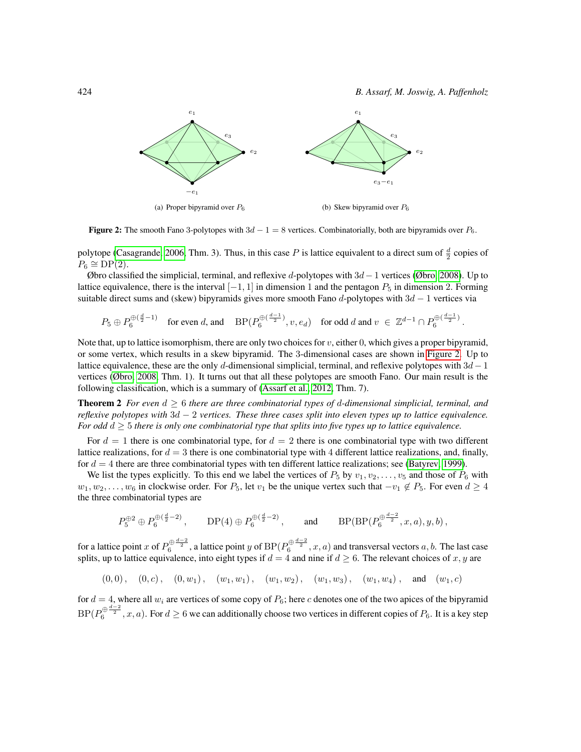(a) Proper bipyramid over $P_6$

(b) Skew bipyramid over $P_6$

**Figure 2:** The smooth Fano 3-polytopes with $3d - 1 = 8$ vertices. Combinatorially, both are bipyramids over $P_6$.

polytope (Casagrande, 2006, Thm. 3). Thus, in this case $P$ is lattice equivalent to a direct sum of $\frac{d}{2}$ copies of $P_6 \cong \mathrm{DP}(2)$.

Øbro classified the simplicial, terminal, and reflexive $d$-polytopes with $3d-1$ vertices (Øbro, 2008). Up to lattice equivalence, there is the interval $[-1, 1]$ in dimension 1 and the pentagon $P_5$ in dimension 2. Forming suitable direct sums and (skew) bipyramids gives more smooth Fano $d$-polytopes with $3d - 1$ vertices via

$$P_5 \oplus P_6^{\oplus(\frac{d}{2}-1)} \quad \text{for even } d, \text{ and} \quad \mathrm{BP}(P_6^{\oplus(\frac{d-1}{2})}, v, e_d) \quad \text{for odd } d \text{ and } v \in \mathbb{Z}^{d-1} \cap P_6^{\oplus(\frac{d-1}{2})}.$$

Note that, up to lattice isomorphism, there are only two choices for $v$, either 0, which gives a proper bipyramid, or some vertex, which results in a skew bipyramid. The 3-dimensional cases are shown in Figure 2. Up to lattice equivalence, these are the only $d$-dimensional simplicial, terminal, and reflexive polytopes with $3d - 1$ vertices (Øbro, 2008, Thm. 1). It turns out that all these polytopes are smooth Fano. Our main result is the following classification, which is a summary of (Assarf et al., 2012, Thm. 7).

**Theorem 2** *For even $d \geq 6$ there are three combinatorial types of $d$-dimensional simplicial, terminal, and reflexive polytopes with $3d - 2$ vertices. These three cases split into eleven types up to lattice equivalence. For odd $d \geq 5$ there is only one combinatorial type that splits into five types up to lattice equivalence.*

For $d = 1$ there is one combinatorial type, for $d = 2$ there is one combinatorial type with two different lattice realizations, for $d = 3$ there is one combinatorial type with 4 different lattice realizations, and, finally, for $d = 4$ there are three combinatorial types with ten different lattice realizations; see (Batyrev, 1999).

We list the types explicitly. To this end we label the vertices of $P_5$ by $v_1, v_2, \ldots, v_5$ and those of $P_6$ with $w_1, w_2, \ldots, w_6$ in clockwise order. For $P_5$, let $v_1$ be the unique vertex such that $-v_1 \notin P_5$. For even $d \geq 4$ the three combinatorial types are

$$P_5^{\oplus 2} \oplus P_6^{\oplus(\frac{d}{2}-2)}, \qquad \mathrm{DP}(4) \oplus P_6^{\oplus(\frac{d}{2}-2)}, \qquad \text{and} \qquad \mathrm{BP}(\mathrm{BP}(P_6^{\oplus \frac{d-2}{2}}, x, a), y, b),$$

for a lattice point $x$ of $P_6^{\oplus \frac{d-2}{2}}$, a lattice point $y$ of $\mathrm{BP}(P_6^{\oplus \frac{d-2}{2}}, x, a)$ and transversal vectors $a, b$. The last case splits, up to lattice equivalence, into eight types if $d = 4$ and nine if $d \geq 6$. The relevant choices of $x, y$ are

$$(0, 0), \quad (0, c), \quad (0, w_1), \quad (w_1, w_1), \quad (w_1, w_2), \quad (w_1, w_3), \quad (w_1, w_4), \quad \text{and} \quad (w_1, c)$$

for $d = 4$, where all $w_i$ are vertices of some copy of $P_6$; here $c$ denotes one of the two apices of the bipyramid $\mathrm{BP}(P_6^{\oplus \frac{d-2}{2}}, x, a)$. For $d \geq 6$ we can additionally choose two vertices in different copies of $P_6$. It is a key step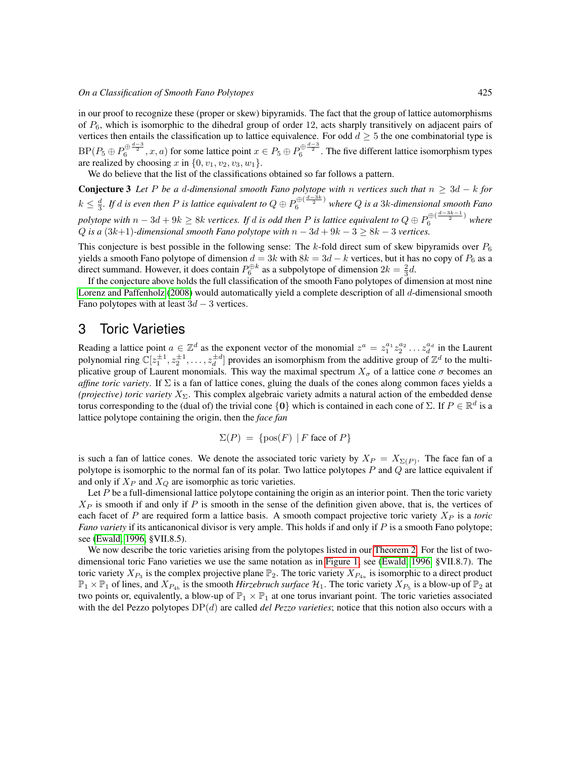in our proof to recognize these (proper or skew) bipyramids. The fact that the group of lattice automorphisms of $P_6$, which is isomorphic to the dihedral group of order 12, acts sharply transitively on adjacent pairs of vertices then entails the classification up to lattice equivalence. For odd $d \geq 5$ the one combinatorial type is $\mathrm{BP}(P_5 \oplus P_6^{\oplus \frac{d-3}{2}}, x, a)$ for some lattice point $x \in P_5 \oplus P_6^{\oplus \frac{d-3}{2}}$. The five different lattice isomorphism types are realized by choosing $x$ in $\{0, v_1, v_2, v_3, w_1\}$.

We do believe that the list of the classifications obtained so far follows a pattern.

**Conjecture 3** *Let $P$ be a $d$-dimensional smooth Fano polytope with $n$ vertices such that $n \geq 3d - k$ for $k \leq \frac{d}{3}$. If $d$ is even then $P$ is lattice equivalent to $Q \oplus P_6^{\oplus(\frac{d-3k}{2})}$ where $Q$ is a $3k$-dimensional smooth Fano polytope with $n - 3d + 9k \geq 8k$ vertices. If $d$ is odd then $P$ is lattice equivalent to $Q \oplus P_6^{\oplus(\frac{d-3k-1}{2})}$ where $Q$ is a $(3k+1)$-dimensional smooth Fano polytope with $n - 3d + 9k - 3 \geq 8k - 3$ vertices.*

This conjecture is best possible in the following sense: The $k$-fold direct sum of skew bipyramids over $P_6$ yields a smooth Fano polytope of dimension $d = 3k$ with $8k = 3d - k$ vertices, but it has no copy of $P_6$ as a direct summand. However, it does contain $P_6^{\oplus k}$ as a subpolytope of dimension $2k = \frac{2}{3}d$.

If the conjecture above holds the full classification of the smooth Fano polytopes of dimension at most nine Lorenz and Paffenholz (2008) would automatically yield a complete description of all $d$-dimensional smooth Fano polytopes with at least $3d - 3$ vertices.

## 3 Toric Varieties

Reading a lattice point $a \in \mathbb{Z}^d$ as the exponent vector of the monomial $z^a = z_1^{a_1} z_2^{a_2} \ldots z_d^{a_d}$ in the Laurent polynomial ring $\mathbb{C}[z_1^{\pm 1}, z_2^{\pm 1}, \ldots, z_d^{\pm d}]$ provides an isomorphism from the additive group of $\mathbb{Z}^d$ to the multiplicative group of Laurent monomials. This way the maximal spectrum $X_\sigma$ of a lattice cone $\sigma$ becomes an *affine toric variety*. If $\Sigma$ is a fan of lattice cones, gluing the duals of the cones along common faces yields a *(projective) toric variety* $X_\Sigma$. This complex algebraic variety admits a natural action of the embedded dense torus corresponding to the (dual of) the trivial cone $\{\mathbf{0}\}$ which is contained in each cone of $\Sigma$. If $P \in \mathbb{R}^d$ is a lattice polytope containing the origin, then the *face fan*

$$\Sigma(P) = \{\mathrm{pos}(F) \mid F \text{ face of } P\}$$

is such a fan of lattice cones. We denote the associated toric variety by $X_P = X_{\Sigma(P)}$. The face fan of a polytope is isomorphic to the normal fan of its polar. Two lattice polytopes $P$ and $Q$ are lattice equivalent if and only if $X_P$ and $X_Q$ are isomorphic as toric varieties.

Let $P$ be a full-dimensional lattice polytope containing the origin as an interior point. Then the toric variety $X_P$ is smooth if and only if $P$ is smooth in the sense of the definition given above, that is, the vertices of each facet of $P$ are required form a lattice basis. A smooth compact projective toric variety $X_P$ is a *toric Fano variety* if its anticanonical divisor is very ample. This holds if and only if $P$ is a smooth Fano polytope; see (Ewald, 1996, §VII.8.5).

We now describe the toric varieties arising from the polytopes listed in our Theorem 2. For the list of two-dimensional toric Fano varieties we use the same notation as in Figure 1, see (Ewald, 1996, §VII.8.7). The toric variety $X_{P_3}$ is the complex projective plane $\mathbb{P}_2$. The toric variety $X_{P_{4a}}$ is isomorphic to a direct product $\mathbb{P}_1 \times \mathbb{P}_1$ of lines, and $X_{P_{4b}}$ is the smooth *Hirzebruch surface* $\mathcal{H}_1$. The toric variety $X_{P_5}$ is a blow-up of $\mathbb{P}_2$ at two points or, equivalently, a blow-up of $\mathbb{P}_1 \times \mathbb{P}_1$ at one torus invariant point. The toric varieties associated with the del Pezzo polytopes $\mathrm{DP}(d)$ are called *del Pezzo varieties*; notice that this notion also occurs with a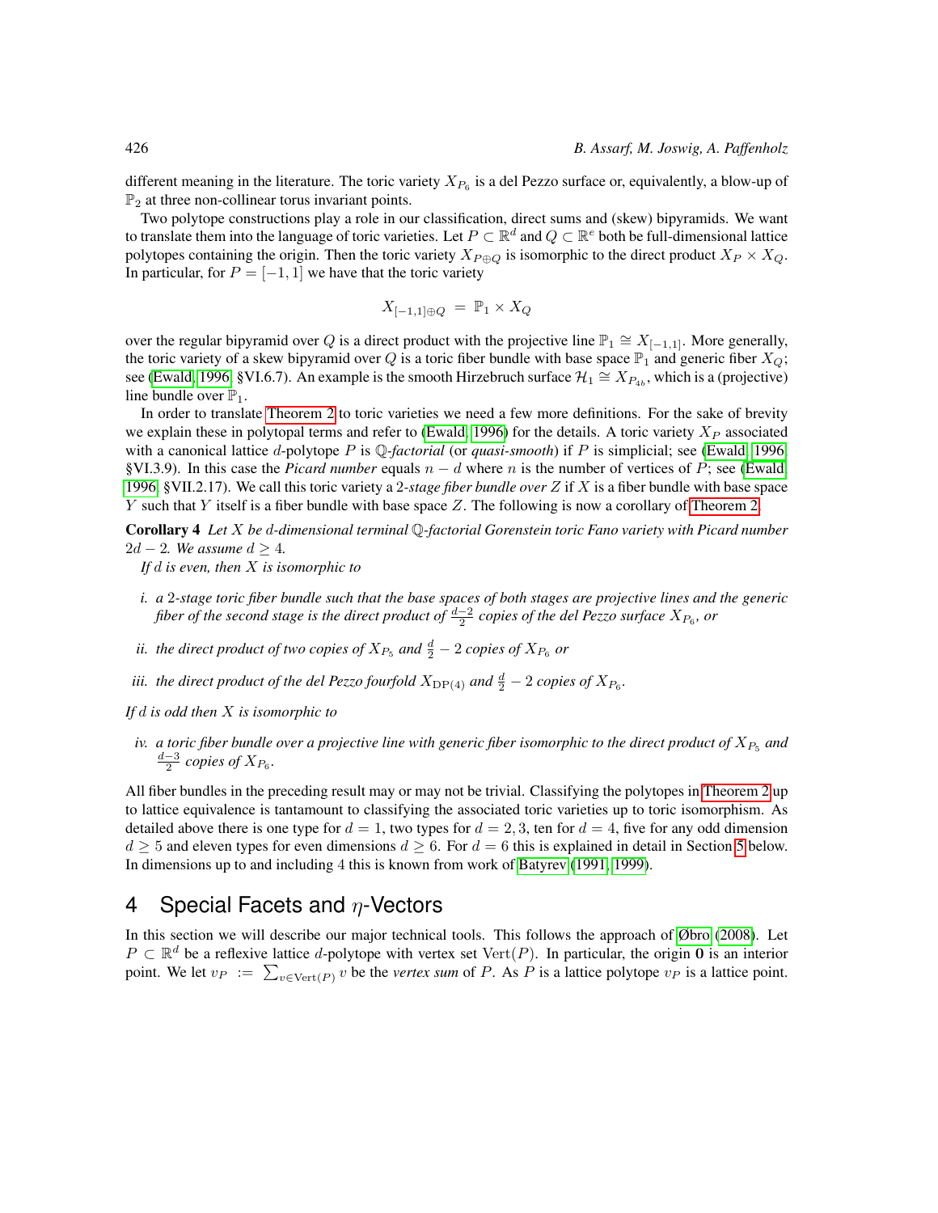different meaning in the literature. The toric variety $X_{P_6}$ is a del Pezzo surface or, equivalently, a blow-up of $\mathbb{P}_2$ at three non-collinear torus invariant points.

Two polytope constructions play a role in our classification, direct sums and (skew) bipyramids. We want to translate them into the language of toric varieties. Let $P \subset \mathbb{R}^d$ and $Q \subset \mathbb{R}^e$ both be full-dimensional lattice polytopes containing the origin. Then the toric variety $X_{P \oplus Q}$ is isomorphic to the direct product $X_P \times X_Q$. In particular, for $P = [-1, 1]$ we have that the toric variety

$$X_{[-1,1] \oplus Q} = \mathbb{P}_1 \times X_Q$$

over the regular bipyramid over $Q$ is a direct product with the projective line $\mathbb{P}_1 \cong X_{[-1,1]}$. More generally, the toric variety of a skew bipyramid over $Q$ is a toric fiber bundle with base space $\mathbb{P}_1$ and generic fiber $X_Q$; see (Ewald, 1996, §VI.6.7). An example is the smooth Hirzebruch surface $\mathcal{H}_1 \cong X_{P_{4b}}$, which is a (projective) line bundle over $\mathbb{P}_1$.

In order to translate Theorem 2 to toric varieties we need a few more definitions. For the sake of brevity we explain these in polytopal terms and refer to (Ewald, 1996) for the details. A toric variety $X_P$ associated with a canonical lattice $d$-polytope $P$ is $\mathbb{Q}$-*factorial* (or *quasi-smooth*) if $P$ is simplicial; see (Ewald, 1996, §VI.3.9). In this case the *Picard number* equals $n - d$ where $n$ is the number of vertices of $P$; see (Ewald, 1996, §VII.2.17). We call this toric variety a 2-*stage fiber bundle over* $Z$ if $X$ is a fiber bundle with base space $Y$ such that $Y$ itself is a fiber bundle with base space $Z$. The following is now a corollary of Theorem 2.

**Corollary 4** *Let $X$ be $d$-dimensional terminal $\mathbb{Q}$-factorial Gorenstein toric Fano variety with Picard number $2d - 2$. We assume $d \geq 4$.*

*If $d$ is even, then $X$ is isomorphic to*

- *i. a 2-stage toric fiber bundle such that the base spaces of both stages are projective lines and the generic fiber of the second stage is the direct product of $\frac{d-2}{2}$ copies of the del Pezzo surface $X_{P_6}$, or*
- *ii. the direct product of two copies of $X_{P_5}$ and $\frac{d}{2} - 2$ copies of $X_{P_6}$ or*
- *iii. the direct product of the del Pezzo fourfold $X_{\mathrm{DP}(4)}$ and $\frac{d}{2} - 2$ copies of $X_{P_6}$.*

*If $d$ is odd then $X$ is isomorphic to*

- *iv. a toric fiber bundle over a projective line with generic fiber isomorphic to the direct product of $X_{P_5}$ and $\frac{d-3}{2}$ copies of $X_{P_6}$.*

All fiber bundles in the preceding result may or may not be trivial. Classifying the polytopes in Theorem 2 up to lattice equivalence is tantamount to classifying the associated toric varieties up to toric isomorphism. As detailed above there is one type for $d = 1$, two types for $d = 2, 3$, ten for $d = 4$, five for any odd dimension $d \geq 5$ and eleven types for even dimensions $d \geq 6$. For $d = 6$ this is explained in detail in Section 5 below. In dimensions up to and including 4 this is known from work of Batyrev (1991, 1999).

## 4 Special Facets and $\eta$-Vectors

In this section we will describe our major technical tools. This follows the approach of Øbro (2008). Let $P \subset \mathbb{R}^d$ be a reflexive lattice $d$-polytope with vertex set $\mathrm{Vert}(P)$. In particular, the origin $\mathbf{0}$ is an interior point. We let $v_P := \sum_{v \in \mathrm{Vert}(P)} v$ be the *vertex sum* of $P$. As $P$ is a lattice polytope $v_P$ is a lattice point.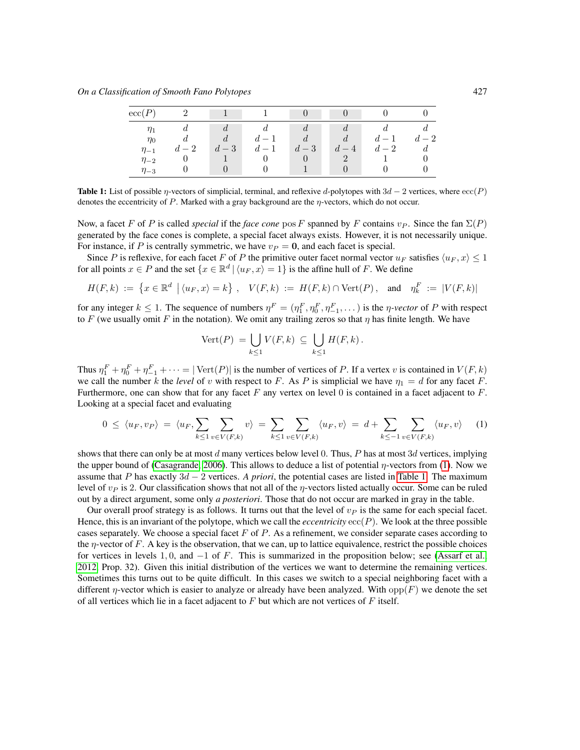| $\operatorname{ecc}(P)$ | 2 | 1 | 1 | 0 | 0 | 0 | 0 |
|---|---|---|---|---|---|---|---|
| $\eta_1$ | $d$ | $d$ | $d$ | $d$ | $d$ | $d$ | $d$ |
| $\eta_0$ | $d$ | $d$ | $d-1$ | $d$ | $d$ | $d-1$ | $d-2$ |
| $\eta_{-1}$ | $d-2$ | $d-3$ | $d-1$ | $d-3$ | $d-4$ | $d-2$ | $d$ |
| $\eta_{-2}$ | 0 | 1 | 0 | 0 | 2 | 1 | 0 |
| $\eta_{-3}$ | 0 | 0 | 0 | 1 | 0 | 0 | 0 |

**Table 1:** List of possible $\eta$-vectors of simplicial, terminal, and reflexive $d$-polytopes with $3d-2$ vertices, where $\operatorname{ecc}(P)$ denotes the eccentricity of $P$. Marked with a gray background are the $\eta$-vectors, which do not occur.

Now, a facet $F$ of $P$ is called *special* if the *face cone* $\operatorname{pos} F$ spanned by $F$ contains $v_P$. Since the fan $\Sigma(P)$ generated by the face cones is complete, a special facet always exists. However, it is not necessarily unique. For instance, if $P$ is centrally symmetric, we have $v_P = \mathbf{0}$, and each facet is special.

Since $P$ is reflexive, for each facet $F$ of $P$ the primitive outer facet normal vector $u_F$ satisfies $\langle u_F, x\rangle \leq 1$ for all points $x \in P$ and the set $\{x \in \mathbb{R}^d \mid \langle u_F, x\rangle = 1\}$ is the affine hull of $F$. We define

$$H(F,k) := \left\{x \in \mathbb{R}^d \;\middle|\; \langle u_F, x\rangle = k\right\}, \quad V(F,k) := H(F,k) \cap \operatorname{Vert}(P), \quad \text{and} \quad \eta_k^F := |V(F,k)|$$

for any integer $k \leq 1$. The sequence of numbers $\eta^F = (\eta_1^F, \eta_0^F, \eta_{-1}^F, \dots)$ is the *$\eta$-vector* of $P$ with respect to $F$ (we usually omit $F$ in the notation). We omit any trailing zeros so that $\eta$ has finite length. We have

$$\operatorname{Vert}(P) = \bigcup_{k\leq 1} V(F,k) \subseteq \bigcup_{k \leq 1} H(F,k).$$

Thus $\eta_1^F + \eta_0^F + \eta_{-1}^F + \dots = |\operatorname{Vert}(P)|$ is the number of vertices of $P$. If a vertex $v$ is contained in $V(F,k)$ we call the number $k$ the *level* of $v$ with respect to $F$. As $P$ is simplicial we have $\eta_1 = d$ for any facet $F$. Furthermore, one can show that for any facet $F$ any vertex on level 0 is contained in a facet adjacent to $F$. Looking at a special facet and evaluating

$$0 \leq \langle u_F, v_P\rangle = \langle u_F, \sum_{k\leq 1}\sum_{v \in V(F,k)} v\rangle = \sum_{k\leq 1}\sum_{v\in V(F,k)} \langle u_F, v\rangle = d + \sum_{k \leq -1}\sum_{v \in V(F,k)} \langle u_F, v\rangle \tag{1}$$

shows that there can only be at most $d$ many vertices below level 0. Thus, $P$ has at most $3d$ vertices, implying the upper bound of (Casagrande, 2006). This allows to deduce a list of potential $\eta$-vectors from (1). Now we assume that $P$ has exactly $3d-2$ vertices. *A priori*, the potential cases are listed in Table 1. The maximum level of $v_P$ is 2. Our classification shows that not all of the $\eta$-vectors listed actually occur. Some can be ruled out by a direct argument, some only *a posteriori*. Those that do not occur are marked in gray in the table.

Our overall proof strategy is as follows. It turns out that the level of $v_P$ is the same for each special facet. Hence, this is an invariant of the polytope, which we call the *eccentricity* $\operatorname{ecc}(P)$. We look at the three possible cases separately. We choose a special facet $F$ of $P$. As a refinement, we consider separate cases according to the $\eta$-vector of $F$. A key is the observation, that we can, up to lattice equivalence, restrict the possible choices for vertices in levels $1, 0$, and $-1$ of $F$. This is summarized in the proposition below; see (Assarf et al. 2012, Prop. 32). Given this initial distribution of the vertices we want to determine the remaining vertices. Sometimes this turns out to be quite difficult. In this cases we switch to a special neighboring facet with a different $\eta$-vector which is easier to analyze or already have been analyzed. With $\operatorname{opp}(F)$ we denote the set of all vertices which lie in a facet adjacent to $F$ but which are not vertices of $F$ itself.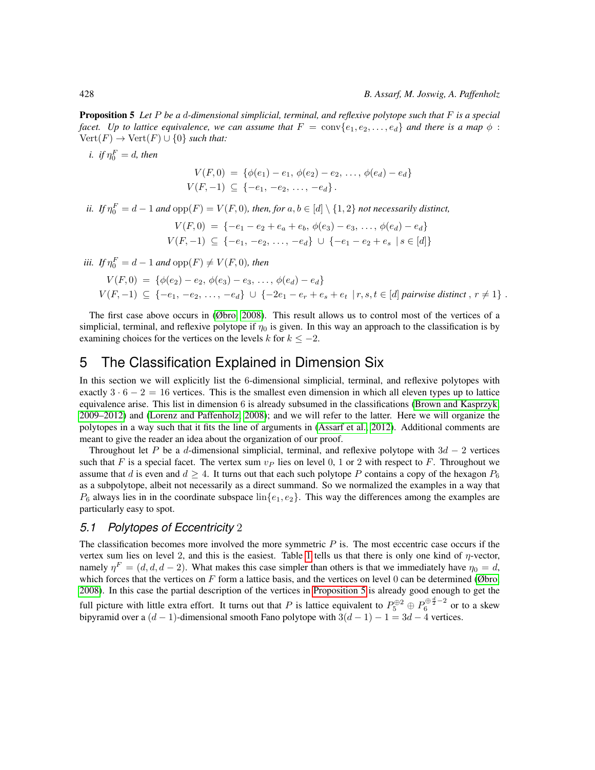**Proposition 5** *Let $P$ be a $d$-dimensional simplicial, terminal, and reflexive polytope such that $F$ is a special facet. Up to lattice equivalence, we can assume that $F = \operatorname{conv}\{e_1, e_2, \ldots, e_d\}$ and there is a map $\phi : \operatorname{Vert}(F) \to \operatorname{Vert}(F) \cup \{0\}$ such that:*

*i. if $\eta_0^F = d$, then*

$$V(F,0) = \{\phi(e_1) - e_1,\, \phi(e_2) - e_2,\, \ldots,\, \phi(e_d) - e_d\}$$
$$V(F,-1) \subseteq \{-e_1,\, -e_2,\, \ldots,\, -e_d\}\,.$$

*ii. If $\eta_0^F = d-1$ and $\operatorname{opp}(F) = V(F,0)$, then, for $a, b \in [d] \setminus \{1,2\}$ not necessarily distinct,*

$$V(F,0) = \{-e_1 - e_2 + e_a + e_b,\, \phi(e_3) - e_3,\, \ldots,\, \phi(e_d) - e_d\}$$
$$V(F,-1) \subseteq \{-e_1,\, -e_2,\, \ldots,\, -e_d\} \,\cup\, \{-e_1 - e_2 + e_s \mid s \in [d]\}$$

*iii. If $\eta_0^F = d-1$ and $\operatorname{opp}(F) \neq V(F,0)$, then*

$$V(F,0) = \{\phi(e_2) - e_2,\, \phi(e_3) - e_3,\, \ldots,\, \phi(e_d) - e_d\}$$
$$V(F,-1) \subseteq \{-e_1,\, -e_2,\, \ldots,\, -e_d\} \,\cup\, \{-2e_1 - e_r + e_s + e_t \mid r,s,t \in [d] \text{ pairwise distinct},\, r \neq 1\}\,.$$

The first case above occurs in (Øbro 2008). This result allows us to control most of the vertices of a simplicial, terminal, and reflexive polytope if $\eta_0$ is given. In this way an approach to the classification is by examining choices for the vertices on the levels $k$ for $k \leq -2$.

# 5 The Classification Explained in Dimension Six

In this section we will explicitly list the 6-dimensional simplicial, terminal, and reflexive polytopes with exactly $3 \cdot 6 - 2 = 16$ vertices. This is the smallest even dimension in which all eleven types up to lattice equivalence arise. This list in dimension 6 is already subsumed in the classifications (Brown and Kasprzyk 2009–2012) and (Lorenz and Paffenholz 2008); and we will refer to the latter. Here we will organize the polytopes in a way such that it fits the line of arguments in (Assarf et al. 2012). Additional comments are meant to give the reader an idea about the organization of our proof.

Throughout let $P$ be a $d$-dimensional simplicial, terminal, and reflexive polytope with $3d-2$ vertices such that $F$ is a special facet. The vertex sum $v_P$ lies on level 0, 1 or 2 with respect to $F$. Throughout we assume that $d$ is even and $d \geq 4$. It turns out that each such polytope $P$ contains a copy of the hexagon $P_6$ as a subpolytope, albeit not necessarily as a direct summand. So we normalized the examples in a way that $P_6$ always lies in the coordinate subspace $\operatorname{lin}\{e_1, e_2\}$. This way the differences among the examples are particularly easy to spot.

## 5.1 Polytopes of Eccentricity 2

The classification becomes more involved the more symmetric $P$ is. The most eccentric case occurs if the vertex sum lies on level 2, and this is the easiest. Table 1 tells us that there is only one kind of $\eta$-vector, namely $\eta^F = (d, d, d-2)$. What makes this case simpler than others is that we immediately have $\eta_0 = d$, which forces that the vertices on $F$ form a lattice basis, and the vertices on level 0 can be determined (Øbro 2008). In this case the partial description of the vertices in Proposition 5 is already good enough to get the full picture with little extra effort. It turns out that $P$ is lattice equivalent to $P_5^{\oplus 2} \oplus P_6^{\oplus \frac{d}{2}-2}$ or to a skew bipyramid over a $(d-1)$-dimensional smooth Fano polytope with $3(d-1)-1 = 3d-4$ vertices.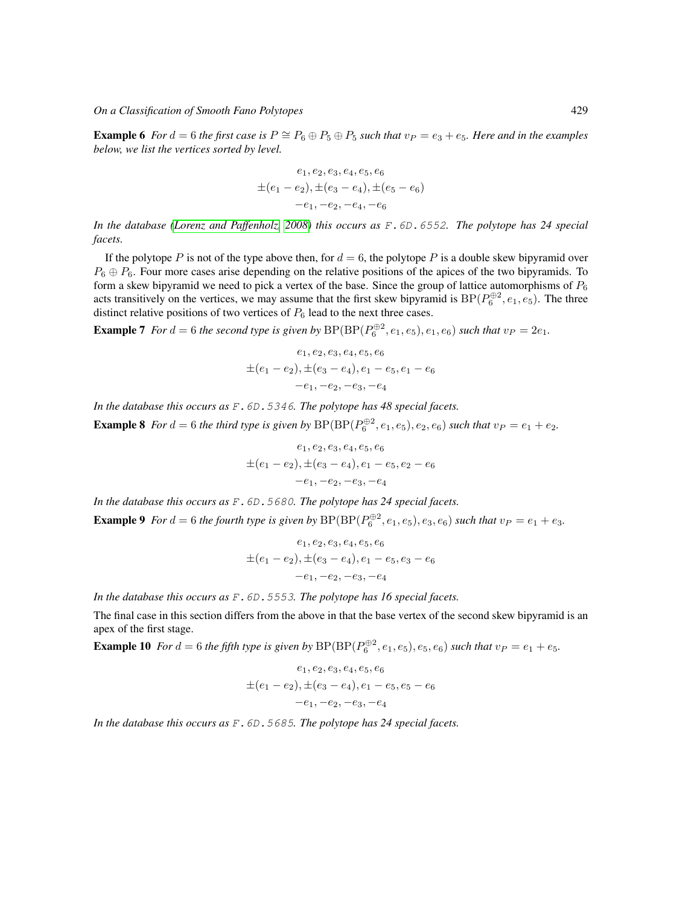**Example 6** *For $d = 6$ the first case is $P \cong P_6 \oplus P_5 \oplus P_5$ such that $v_P = e_3 + e_5$. Here and in the examples below, we list the vertices sorted by level.*

$$e_1, e_2, e_3, e_4, e_5, e_6$$
$$\pm(e_1 - e_2), \pm(e_3 - e_4), \pm(e_5 - e_6)$$
$$-e_1, -e_2, -e_4, -e_6$$

*In the database (Lorenz and Paffenholz, 2008) this occurs as `F.6D.6552`. The polytope has 24 special facets.*

If the polytope $P$ is not of the type above then, for $d = 6$, the polytope $P$ is a double skew bipyramid over $P_6 \oplus P_6$. Four more cases arise depending on the relative positions of the apices of the two bipyramids. To form a skew bipyramid we need to pick a vertex of the base. Since the group of lattice automorphisms of $P_6$ acts transitively on the vertices, we may assume that the first skew bipyramid is $\mathrm{BP}(P_6^{\oplus 2}, e_1, e_5)$. The three distinct relative positions of two vertices of $P_6$ lead to the next three cases.

**Example 7** *For $d = 6$ the second type is given by $\mathrm{BP}(\mathrm{BP}(P_6^{\oplus 2}, e_1, e_5), e_1, e_6)$ such that $v_P = 2e_1$.*

$$e_1, e_2, e_3, e_4, e_5, e_6$$
$$\pm(e_1 - e_2), \pm(e_3 - e_4), e_1 - e_5, e_1 - e_6$$
$$-e_1, -e_2, -e_3, -e_4$$

*In the database this occurs as `F.6D.5346`. The polytope has 48 special facets.*

**Example 8** *For $d = 6$ the third type is given by $\mathrm{BP}(\mathrm{BP}(P_6^{\oplus 2}, e_1, e_5), e_2, e_6)$ such that $v_P = e_1 + e_2$.*

$$e_1, e_2, e_3, e_4, e_5, e_6$$
$$\pm(e_1 - e_2), \pm(e_3 - e_4), e_1 - e_5, e_2 - e_6$$
$$-e_1, -e_2, -e_3, -e_4$$

*In the database this occurs as `F.6D.5680`. The polytope has 24 special facets.*

**Example 9** *For $d = 6$ the fourth type is given by $\mathrm{BP}(\mathrm{BP}(P_6^{\oplus 2}, e_1, e_5), e_3, e_6)$ such that $v_P = e_1 + e_3$.*

$$e_1, e_2, e_3, e_4, e_5, e_6$$
$$\pm(e_1 - e_2), \pm(e_3 - e_4), e_1 - e_5, e_3 - e_6$$
$$-e_1, -e_2, -e_3, -e_4$$

*In the database this occurs as `F.6D.5553`. The polytope has 16 special facets.*

The final case in this section differs from the above in that the base vertex of the second skew bipyramid is an apex of the first stage.

**Example 10** *For $d = 6$ the fifth type is given by $\mathrm{BP}(\mathrm{BP}(P_6^{\oplus 2}, e_1, e_5), e_5, e_6)$ such that $v_P = e_1 + e_5$.*

$$e_1, e_2, e_3, e_4, e_5, e_6$$
$$\pm(e_1 - e_2), \pm(e_3 - e_4), e_1 - e_5, e_5 - e_6$$
$$-e_1, -e_2, -e_3, -e_4$$

*In the database this occurs as `F.6D.5685`. The polytope has 24 special facets.*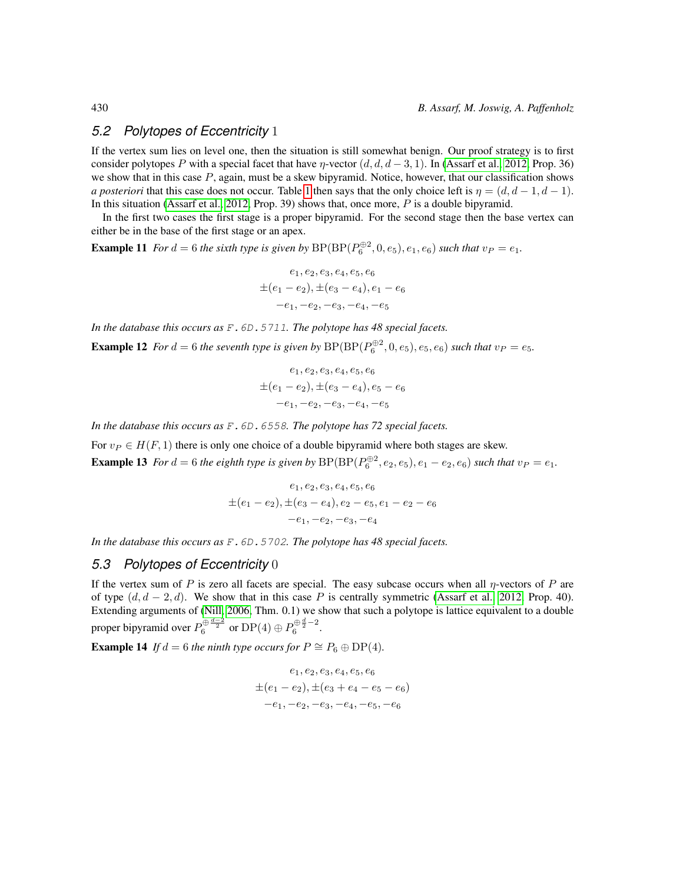## 5.2 Polytopes of Eccentricity 1

If the vertex sum lies on level one, then the situation is still somewhat benign. Our proof strategy is to first consider polytopes $P$ with a special facet that have $\eta$-vector $(d, d, d-3, 1)$. In (Assarf et al. 2012, Prop. 36) we show that in this case $P$, again, must be a skew bipyramid. Notice, however, that our classification shows *a posteriori* that this case does not occur. Table 1 then says that the only choice left is $\eta = (d, d-1, d-1)$. In this situation (Assarf et al. 2012, Prop. 39) shows that, once more, $P$ is a double bipyramid.

In the first two cases the first stage is a proper bipyramid. For the second stage then the base vertex can either be in the base of the first stage or an apex.

**Example 11** *For $d = 6$ the sixth type is given by $\mathrm{BP}(\mathrm{BP}(P_6^{\oplus 2}, 0, e_5), e_1, e_6)$ such that $v_P = e_1$.*

$$
\begin{gathered}
e_1, e_2, e_3, e_4, e_5, e_6 \\
\pm(e_1 - e_2), \pm(e_3 - e_4), e_1 - e_6 \\
-e_1, -e_2, -e_3, -e_4, -e_5
\end{gathered}
$$

*In the database this occurs as `F.6D.5711`. The polytope has 48 special facets.*

**Example 12** *For $d = 6$ the seventh type is given by $\mathrm{BP}(\mathrm{BP}(P_6^{\oplus 2}, 0, e_5), e_5, e_6)$ such that $v_P = e_5$.*

$$
\begin{gathered}
e_1, e_2, e_3, e_4, e_5, e_6 \\
\pm(e_1 - e_2), \pm(e_3 - e_4), e_5 - e_6 \\
-e_1, -e_2, -e_3, -e_4, -e_5
\end{gathered}
$$

*In the database this occurs as `F.6D.6558`. The polytope has 72 special facets.*

For $v_P \in H(F, 1)$ there is only one choice of a double bipyramid where both stages are skew.

**Example 13** *For $d = 6$ the eighth type is given by $\mathrm{BP}(\mathrm{BP}(P_6^{\oplus 2}, e_2, e_5), e_1 - e_2, e_6)$ such that $v_P = e_1$.*

$$
\begin{gathered}
e_1, e_2, e_3, e_4, e_5, e_6 \\
\pm(e_1 - e_2), \pm(e_3 - e_4), e_2 - e_5, e_1 - e_2 - e_6 \\
-e_1, -e_2, -e_3, -e_4
\end{gathered}
$$

*In the database this occurs as `F.6D.5702`. The polytope has 48 special facets.*

## 5.3 Polytopes of Eccentricity 0

If the vertex sum of $P$ is zero all facets are special. The easy subcase occurs when all $\eta$-vectors of $P$ are of type $(d, d-2, d)$. We show that in this case $P$ is centrally symmetric (Assarf et al. 2012, Prop. 40). Extending arguments of (Nill 2006, Thm. 0.1) we show that such a polytope is lattice equivalent to a double proper bipyramid over $P_6^{\oplus \frac{d-2}{2}}$ or $\mathrm{DP}(4) \oplus P_6^{\oplus \frac{d}{2}-2}$.

**Example 14** *If $d = 6$ the ninth type occurs for $P \cong P_6 \oplus \mathrm{DP}(4)$.*

$$
\begin{gathered}
e_1, e_2, e_3, e_4, e_5, e_6 \\
\pm(e_1 - e_2), \pm(e_3 + e_4 - e_5 - e_6) \\
-e_1, -e_2, -e_3, -e_4, -e_5, -e_6
\end{gathered}
$$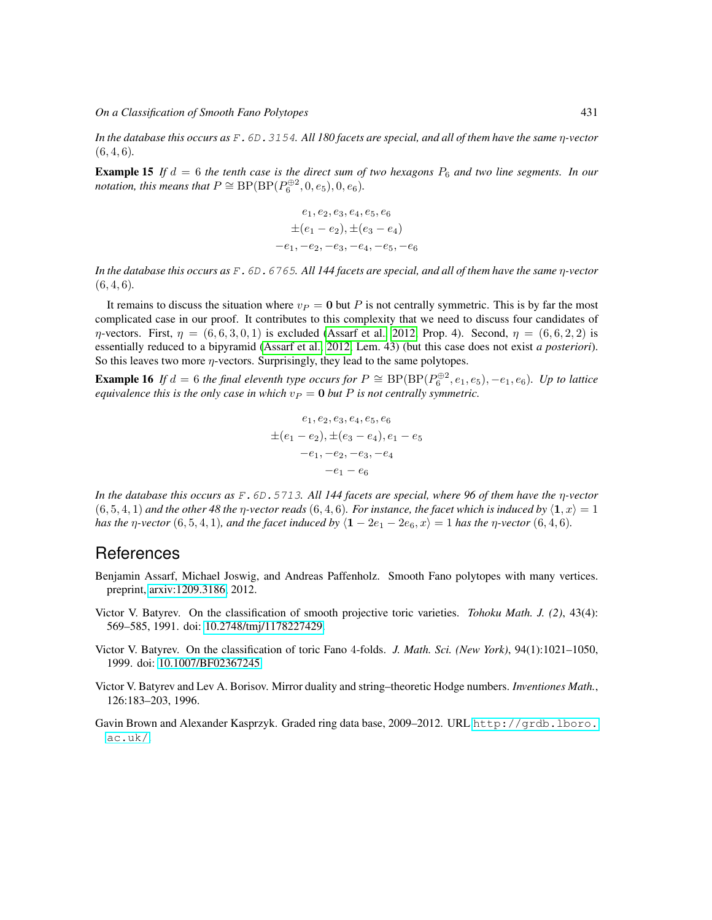*In the database this occurs as* `F.6D.3154`*. All 180 facets are special, and all of them have the same $\eta$-vector $(6, 4, 6)$.*

**Example 15** *If $d = 6$ the tenth case is the direct sum of two hexagons $P_6$ and two line segments. In our notation, this means that $P \cong \mathrm{BP}(\mathrm{BP}(P_6^{\oplus 2}, 0, e_5), 0, e_6)$.*

$$
\begin{gathered}
e_1, e_2, e_3, e_4, e_5, e_6 \\
\pm(e_1 - e_2), \pm(e_3 - e_4) \\
-e_1, -e_2, -e_3, -e_4, -e_5, -e_6
\end{gathered}
$$

*In the database this occurs as* `F.6D.6765`*. All 144 facets are special, and all of them have the same $\eta$-vector $(6, 4, 6)$.*

It remains to discuss the situation where $v_P = \mathbf{0}$ but $P$ is not centrally symmetric. This is by far the most complicated case in our proof. It contributes to this complexity that we need to discuss four candidates of $\eta$-vectors. First, $\eta = (6, 6, 3, 0, 1)$ is excluded (Assarf et al. 2012, Prop. 4). Second, $\eta = (6, 6, 2, 2)$ is essentially reduced to a bipyramid (Assarf et al. 2012, Lem. 43) (but this case does not exist *a posteriori*). So this leaves two more $\eta$-vectors. Surprisingly, they lead to the same polytopes.

**Example 16** *If $d = 6$ the final eleventh type occurs for $P \cong \mathrm{BP}(\mathrm{BP}(P_6^{\oplus 2}, e_1, e_5), -e_1, e_6)$. Up to lattice equivalence this is the only case in which $v_P = \mathbf{0}$ but $P$ is not centrally symmetric.*

$$
\begin{gathered}
e_1, e_2, e_3, e_4, e_5, e_6 \\
\pm(e_1 - e_2), \pm(e_3 - e_4), e_1 - e_5 \\
-e_1, -e_2, -e_3, -e_4 \\
-e_1 - e_6
\end{gathered}
$$

*In the database this occurs as* `F.6D.5713`*. All 144 facets are special, where 96 of them have the $\eta$-vector $(6, 5, 4, 1)$ and the other 48 the $\eta$-vector reads $(6, 4, 6)$. For instance, the facet which is induced by $\langle \mathbf{1}, x \rangle = 1$ has the $\eta$-vector $(6, 5, 4, 1)$, and the facet induced by $\langle \mathbf{1} - 2e_1 - 2e_6, x \rangle = 1$ has the $\eta$-vector $(6, 4, 6)$.*

## References

Benjamin Assarf, Michael Joswig, and Andreas Paffenholz. Smooth Fano polytopes with many vertices. preprint, arxiv:1209.3186, 2012.

Victor V. Batyrev. On the classification of smooth projective toric varieties. *Tohoku Math. J. (2)*, 43(4): 569–585, 1991. doi: 10.2748/tmj/1178227429.

Victor V. Batyrev. On the classification of toric Fano 4-folds. *J. Math. Sci. (New York)*, 94(1):1021–1050, 1999. doi: 10.1007/BF02367245.

Victor V. Batyrev and Lev A. Borisov. Mirror duality and string–theoretic Hodge numbers. *Inventiones Math.*, 126:183–203, 1996.

Gavin Brown and Alexander Kasprzyk. Graded ring data base, 2009–2012. URL `http://grdb.lboro.ac.uk/`.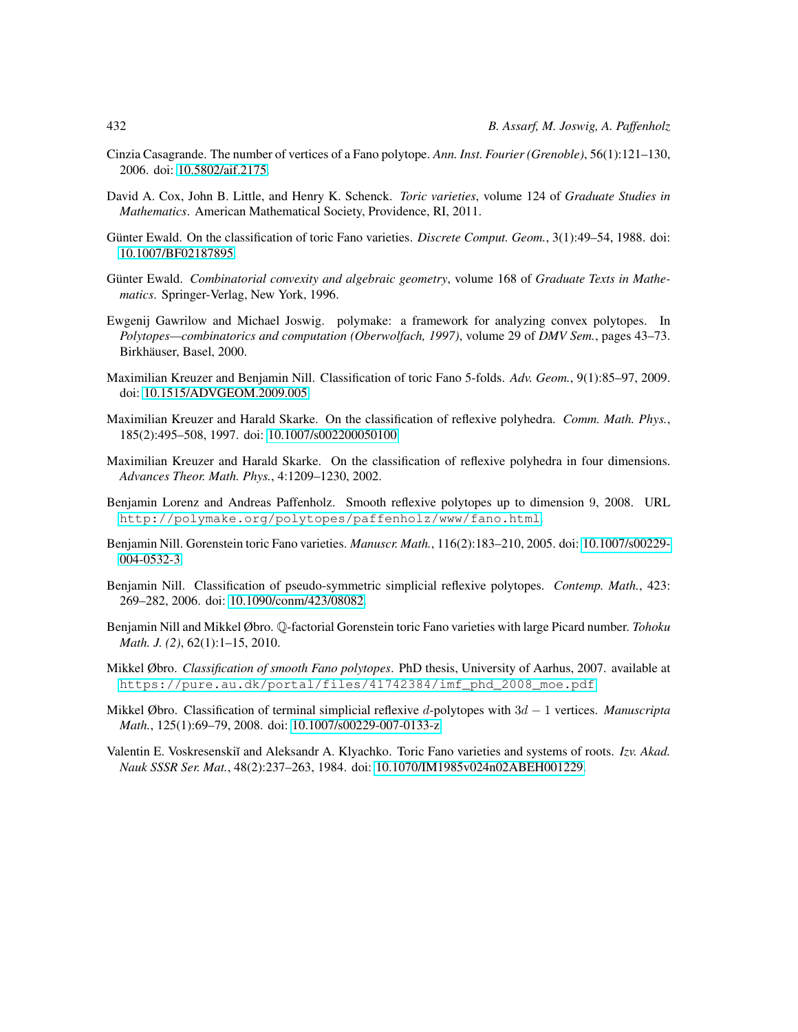Cinzia Casagrande. The number of vertices of a Fano polytope. *Ann. Inst. Fourier (Grenoble)*, 56(1):121–130, 2006. doi: 10.5802/aif.2175.

David A. Cox, John B. Little, and Henry K. Schenck. *Toric varieties*, volume 124 of *Graduate Studies in Mathematics*. American Mathematical Society, Providence, RI, 2011.

Günter Ewald. On the classification of toric Fano varieties. *Discrete Comput. Geom.*, 3(1):49–54, 1988. doi: 10.1007/BF02187895.

Günter Ewald. *Combinatorial convexity and algebraic geometry*, volume 168 of *Graduate Texts in Mathematics*. Springer-Verlag, New York, 1996.

Ewgenij Gawrilow and Michael Joswig. polymake: a framework for analyzing convex polytopes. In *Polytopes—combinatorics and computation (Oberwolfach, 1997)*, volume 29 of *DMV Sem.*, pages 43–73. Birkhäuser, Basel, 2000.

Maximilian Kreuzer and Benjamin Nill. Classification of toric Fano 5-folds. *Adv. Geom.*, 9(1):85–97, 2009. doi: 10.1515/ADVGEOM.2009.005.

Maximilian Kreuzer and Harald Skarke. On the classification of reflexive polyhedra. *Comm. Math. Phys.*, 185(2):495–508, 1997. doi: 10.1007/s002200050100.

Maximilian Kreuzer and Harald Skarke. On the classification of reflexive polyhedra in four dimensions. *Advances Theor. Math. Phys.*, 4:1209–1230, 2002.

Benjamin Lorenz and Andreas Paffenholz. Smooth reflexive polytopes up to dimension 9, 2008. URL `http://polymake.org/polytopes/paffenholz/www/fano.html`.

Benjamin Nill. Gorenstein toric Fano varieties. *Manuscr. Math.*, 116(2):183–210, 2005. doi: 10.1007/s00229-004-0532-3.

Benjamin Nill. Classification of pseudo-symmetric simplicial reflexive polytopes. *Contemp. Math.*, 423: 269–282, 2006. doi: 10.1090/conm/423/08082.

Benjamin Nill and Mikkel Øbro. $\mathbb{Q}$-factorial Gorenstein toric Fano varieties with large Picard number. *Tohoku Math. J. (2)*, 62(1):1–15, 2010.

Mikkel Øbro. *Classification of smooth Fano polytopes*. PhD thesis, University of Aarhus, 2007. available at `https://pure.au.dk/portal/files/41742384/imf_phd_2008_moe.pdf`.

Mikkel Øbro. Classification of terminal simplicial reflexive $d$-polytopes with $3d - 1$ vertices. *Manuscripta Math.*, 125(1):69–79, 2008. doi: 10.1007/s00229-007-0133-z.

Valentin E. Voskresenskiĭ and Aleksandr A. Klyachko. Toric Fano varieties and systems of roots. *Izv. Akad. Nauk SSSR Ser. Mat.*, 48(2):237–263, 1984. doi: 10.1070/IM1985v024n02ABEH001229.